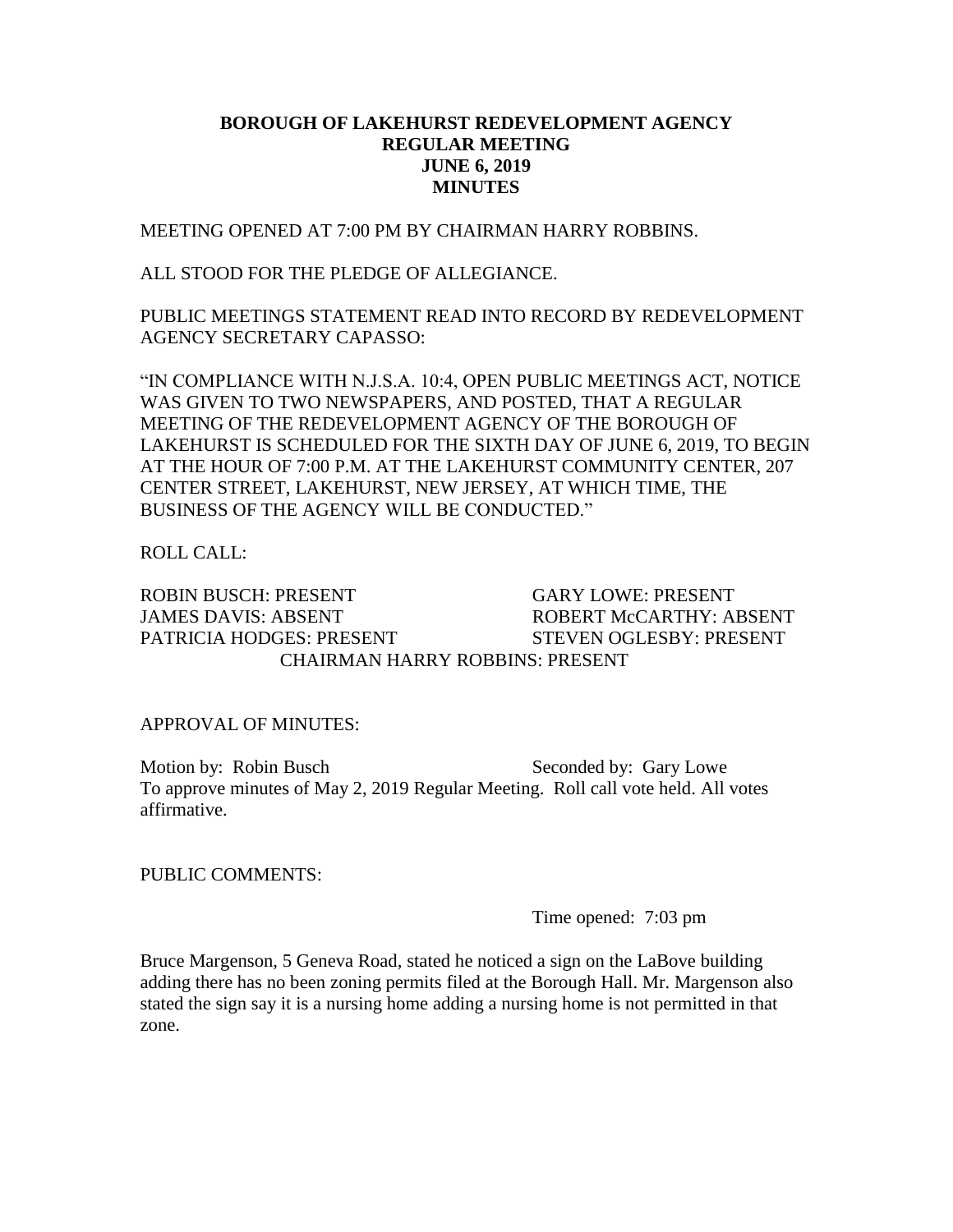**BOROUGH OF LAKEHURST REDEVELOPMENT AGENCY**
**REGULAR MEETING**
**JUNE 6, 2019**
**MINUTES**

MEETING OPENED AT 7:00 PM BY CHAIRMAN HARRY ROBBINS.

ALL STOOD FOR THE PLEDGE OF ALLEGIANCE.

PUBLIC MEETINGS STATEMENT READ INTO RECORD BY REDEVELOPMENT AGENCY SECRETARY CAPASSO:

"IN COMPLIANCE WITH N.J.S.A. 10:4, OPEN PUBLIC MEETINGS ACT, NOTICE WAS GIVEN TO TWO NEWSPAPERS, AND POSTED, THAT A REGULAR MEETING OF THE REDEVELOPMENT AGENCY OF THE BOROUGH OF LAKEHURST IS SCHEDULED FOR THE SIXTH DAY OF JUNE 6, 2019, TO BEGIN AT THE HOUR OF 7:00 P.M. AT THE LAKEHURST COMMUNITY CENTER, 207 CENTER STREET, LAKEHURST, NEW JERSEY, AT WHICH TIME, THE BUSINESS OF THE AGENCY WILL BE CONDUCTED."

ROLL CALL:

ROBIN BUSCH: PRESENT
GARY LOWE: PRESENT
JAMES DAVIS: ABSENT
ROBERT McCARTHY: ABSENT
PATRICIA HODGES: PRESENT
STEVEN OGLESBY: PRESENT
CHAIRMAN HARRY ROBBINS: PRESENT

APPROVAL OF MINUTES:

Motion by: Robin Busch Seconded by: Gary Lowe
To approve minutes of May 2, 2019 Regular Meeting. Roll call vote held. All votes affirmative.

PUBLIC COMMENTS:

Time opened: 7:03 pm

Bruce Margenson, 5 Geneva Road, stated he noticed a sign on the LaBove building adding there has no been zoning permits filed at the Borough Hall. Mr. Margenson also stated the sign say it is a nursing home adding a nursing home is not permitted in that zone.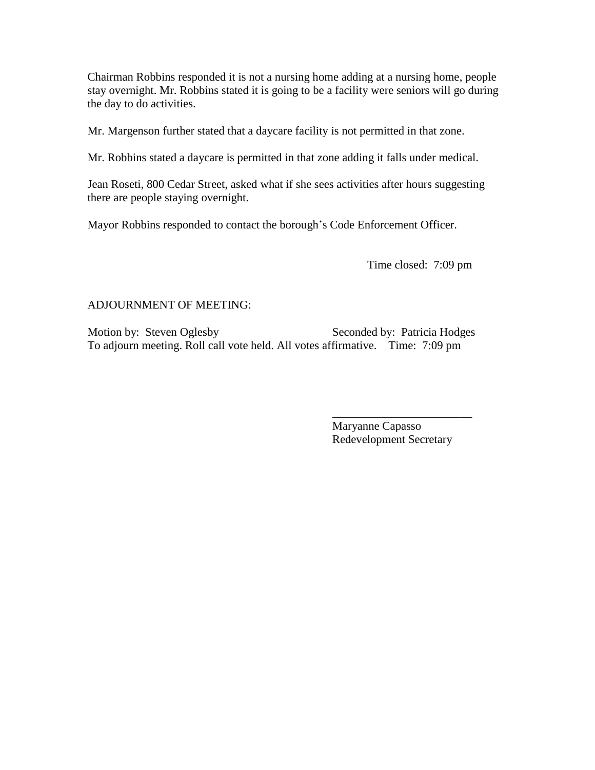Chairman Robbins responded it is not a nursing home adding at a nursing home, people stay overnight. Mr. Robbins stated it is going to be a facility were seniors will go during the day to do activities.

Mr. Margenson further stated that a daycare facility is not permitted in that zone.

Mr. Robbins stated a daycare is permitted in that zone adding it falls under medical.

Jean Roseti, 800 Cedar Street, asked what if she sees activities after hours suggesting there are people staying overnight.

Mayor Robbins responded to contact the borough's Code Enforcement Officer.

Time closed: 7:09 pm

ADJOURNMENT OF MEETING:

Motion by: Steven Oglesby Seconded by: Patricia Hodges
To adjourn meeting. Roll call vote held. All votes affirmative. Time: 7:09 pm

________________________
Maryanne Capasso
Redevelopment Secretary